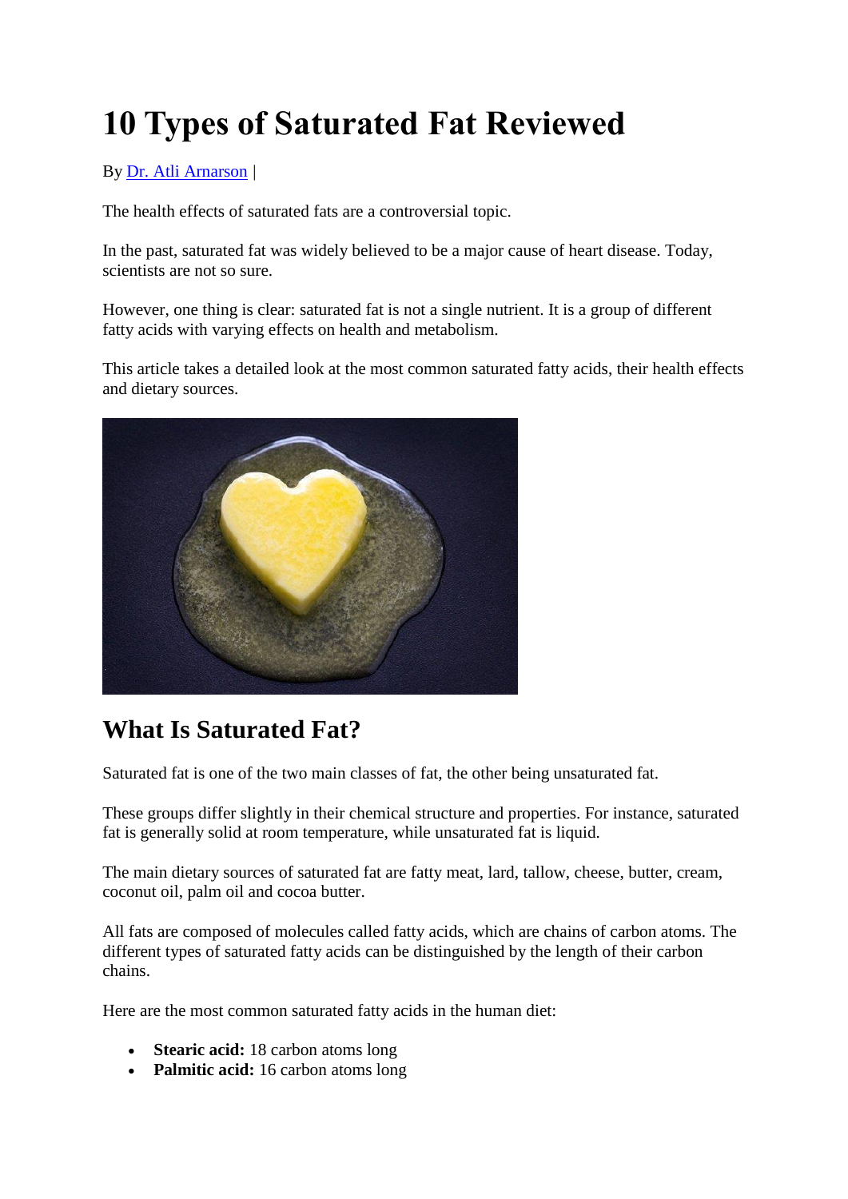# 10 Types of Saturated Fat Reviewed

By Dr. Atli Arnarson |

The health effects of saturated fats are a controversial topic.

In the past, saturated fat was widely believed to be a major cause of heart disease. Today, scientists are not so sure.

However, one thing is clear: saturated fat is not a single nutrient. It is a group of different fatty acids with varying effects on health and metabolism.

This article takes a detailed look at the most common saturated fatty acids, their health effects and dietary sources.

## What Is Saturated Fat?

Saturated fat is one of the two main classes of fat, the other being unsaturated fat.

These groups differ slightly in their chemical structure and properties. For instance, saturated fat is generally solid at room temperature, while unsaturated fat is liquid.

The main dietary sources of saturated fat are fatty meat, lard, tallow, cheese, butter, cream, coconut oil, palm oil and cocoa butter.

All fats are composed of molecules called fatty acids, which are chains of carbon atoms. The different types of saturated fatty acids can be distinguished by the length of their carbon chains.

Here are the most common saturated fatty acids in the human diet:

- **Stearic acid:** 18 carbon atoms long
- **Palmitic acid:** 16 carbon atoms long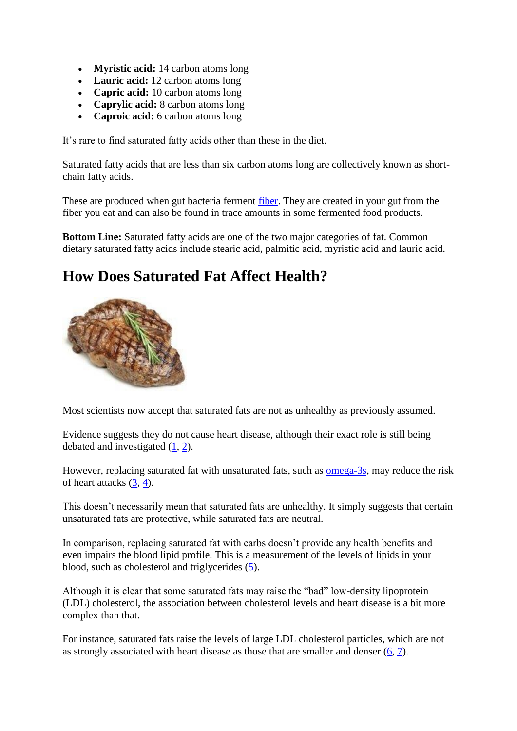- **Myristic acid:** 14 carbon atoms long
- **Lauric acid:** 12 carbon atoms long
- **Capric acid:** 10 carbon atoms long
- **Caprylic acid:** 8 carbon atoms long
- **Caproic acid:** 6 carbon atoms long

It's rare to find saturated fatty acids other than these in the diet.

Saturated fatty acids that are less than six carbon atoms long are collectively known as short-chain fatty acids.

These are produced when gut bacteria ferment fiber. They are created in your gut from the fiber you eat and can also be found in trace amounts in some fermented food products.

**Bottom Line:** Saturated fatty acids are one of the two major categories of fat. Common dietary saturated fatty acids include stearic acid, palmitic acid, myristic acid and lauric acid.

## How Does Saturated Fat Affect Health?

Most scientists now accept that saturated fats are not as unhealthy as previously assumed.

Evidence suggests they do not cause heart disease, although their exact role is still being debated and investigated (1, 2).

However, replacing saturated fat with unsaturated fats, such as omega-3s, may reduce the risk of heart attacks (3, 4).

This doesn't necessarily mean that saturated fats are unhealthy. It simply suggests that certain unsaturated fats are protective, while saturated fats are neutral.

In comparison, replacing saturated fat with carbs doesn't provide any health benefits and even impairs the blood lipid profile. This is a measurement of the levels of lipids in your blood, such as cholesterol and triglycerides (5).

Although it is clear that some saturated fats may raise the "bad" low-density lipoprotein (LDL) cholesterol, the association between cholesterol levels and heart disease is a bit more complex than that.

For instance, saturated fats raise the levels of large LDL cholesterol particles, which are not as strongly associated with heart disease as those that are smaller and denser (6, 7).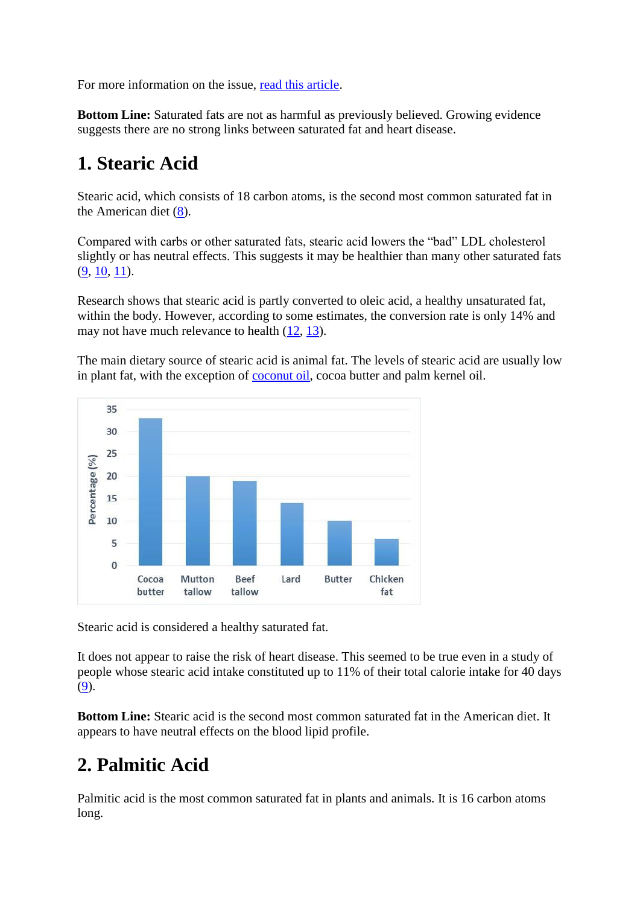For more information on the issue, read this article.

**Bottom Line:** Saturated fats are not as harmful as previously believed. Growing evidence suggests there are no strong links between saturated fat and heart disease.

## 1. Stearic Acid

Stearic acid, which consists of 18 carbon atoms, is the second most common saturated fat in the American diet (8).

Compared with carbs or other saturated fats, stearic acid lowers the "bad" LDL cholesterol slightly or has neutral effects. This suggests it may be healthier than many other saturated fats (9, 10, 11).

Research shows that stearic acid is partly converted to oleic acid, a healthy unsaturated fat, within the body. However, according to some estimates, the conversion rate is only 14% and may not have much relevance to health (12, 13).

The main dietary source of stearic acid is animal fat. The levels of stearic acid are usually low in plant fat, with the exception of coconut oil, cocoa butter and palm kernel oil.

Stearic acid is considered a healthy saturated fat.

It does not appear to raise the risk of heart disease. This seemed to be true even in a study of people whose stearic acid intake constituted up to 11% of their total calorie intake for 40 days (9).

**Bottom Line:** Stearic acid is the second most common saturated fat in the American diet. It appears to have neutral effects on the blood lipid profile.

## 2. Palmitic Acid

Palmitic acid is the most common saturated fat in plants and animals. It is 16 carbon atoms long.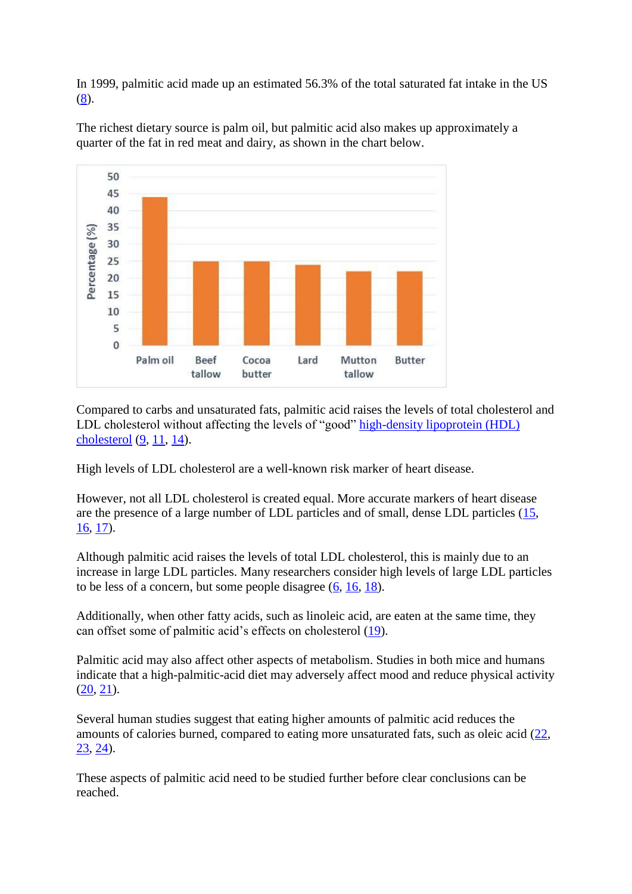In 1999, palmitic acid made up an estimated 56.3% of the total saturated fat intake in the US (8).

The richest dietary source is palm oil, but palmitic acid also makes up approximately a quarter of the fat in red meat and dairy, as shown in the chart below.

Compared to carbs and unsaturated fats, palmitic acid raises the levels of total cholesterol and LDL cholesterol without affecting the levels of "good" high-density lipoprotein (HDL) cholesterol (9, 11, 14).

High levels of LDL cholesterol are a well-known risk marker of heart disease.

However, not all LDL cholesterol is created equal. More accurate markers of heart disease are the presence of a large number of LDL particles and of small, dense LDL particles (15, 16, 17).

Although palmitic acid raises the levels of total LDL cholesterol, this is mainly due to an increase in large LDL particles. Many researchers consider high levels of large LDL particles to be less of a concern, but some people disagree (6, 16, 18).

Additionally, when other fatty acids, such as linoleic acid, are eaten at the same time, they can offset some of palmitic acid's effects on cholesterol (19).

Palmitic acid may also affect other aspects of metabolism. Studies in both mice and humans indicate that a high-palmitic-acid diet may adversely affect mood and reduce physical activity (20, 21).

Several human studies suggest that eating higher amounts of palmitic acid reduces the amounts of calories burned, compared to eating more unsaturated fats, such as oleic acid (22, 23, 24).

These aspects of palmitic acid need to be studied further before clear conclusions can be reached.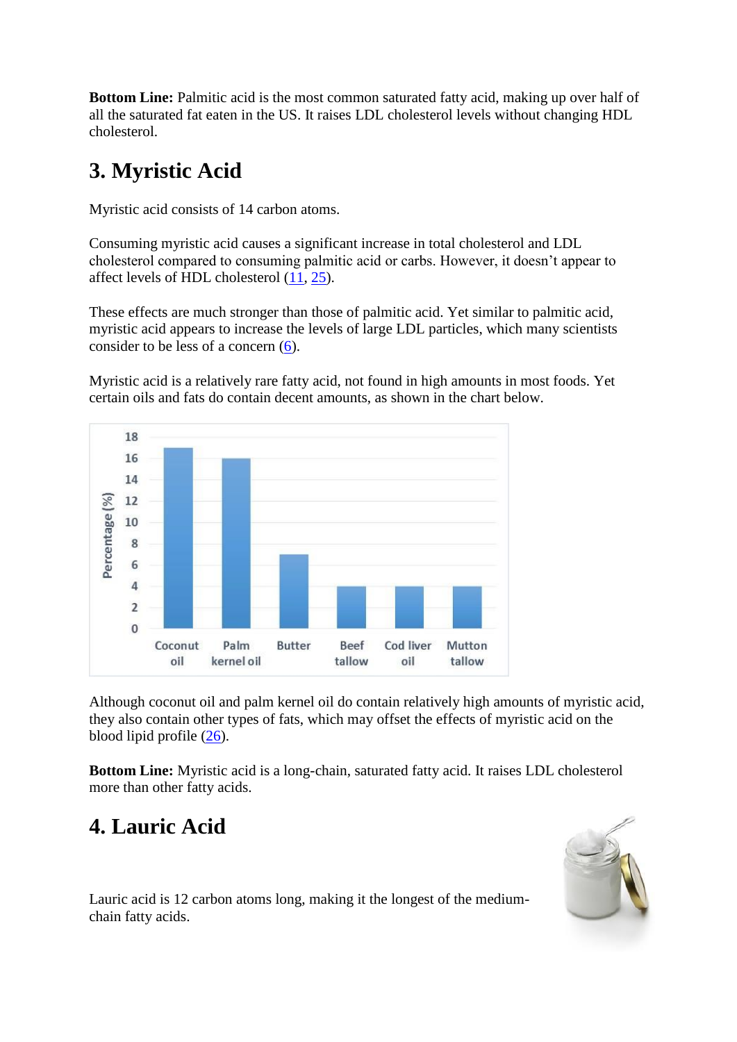**Bottom Line:** Palmitic acid is the most common saturated fatty acid, making up over half of all the saturated fat eaten in the US. It raises LDL cholesterol levels without changing HDL cholesterol.

## 3. Myristic Acid

Myristic acid consists of 14 carbon atoms.

Consuming myristic acid causes a significant increase in total cholesterol and LDL cholesterol compared to consuming palmitic acid or carbs. However, it doesn't appear to affect levels of HDL cholesterol (11, 25).

These effects are much stronger than those of palmitic acid. Yet similar to palmitic acid, myristic acid appears to increase the levels of large LDL particles, which many scientists consider to be less of a concern (6).

Myristic acid is a relatively rare fatty acid, not found in high amounts in most foods. Yet certain oils and fats do contain decent amounts, as shown in the chart below.

Although coconut oil and palm kernel oil do contain relatively high amounts of myristic acid, they also contain other types of fats, which may offset the effects of myristic acid on the blood lipid profile (26).

**Bottom Line:** Myristic acid is a long-chain, saturated fatty acid. It raises LDL cholesterol more than other fatty acids.

## 4. Lauric Acid

Lauric acid is 12 carbon atoms long, making it the longest of the medium-chain fatty acids.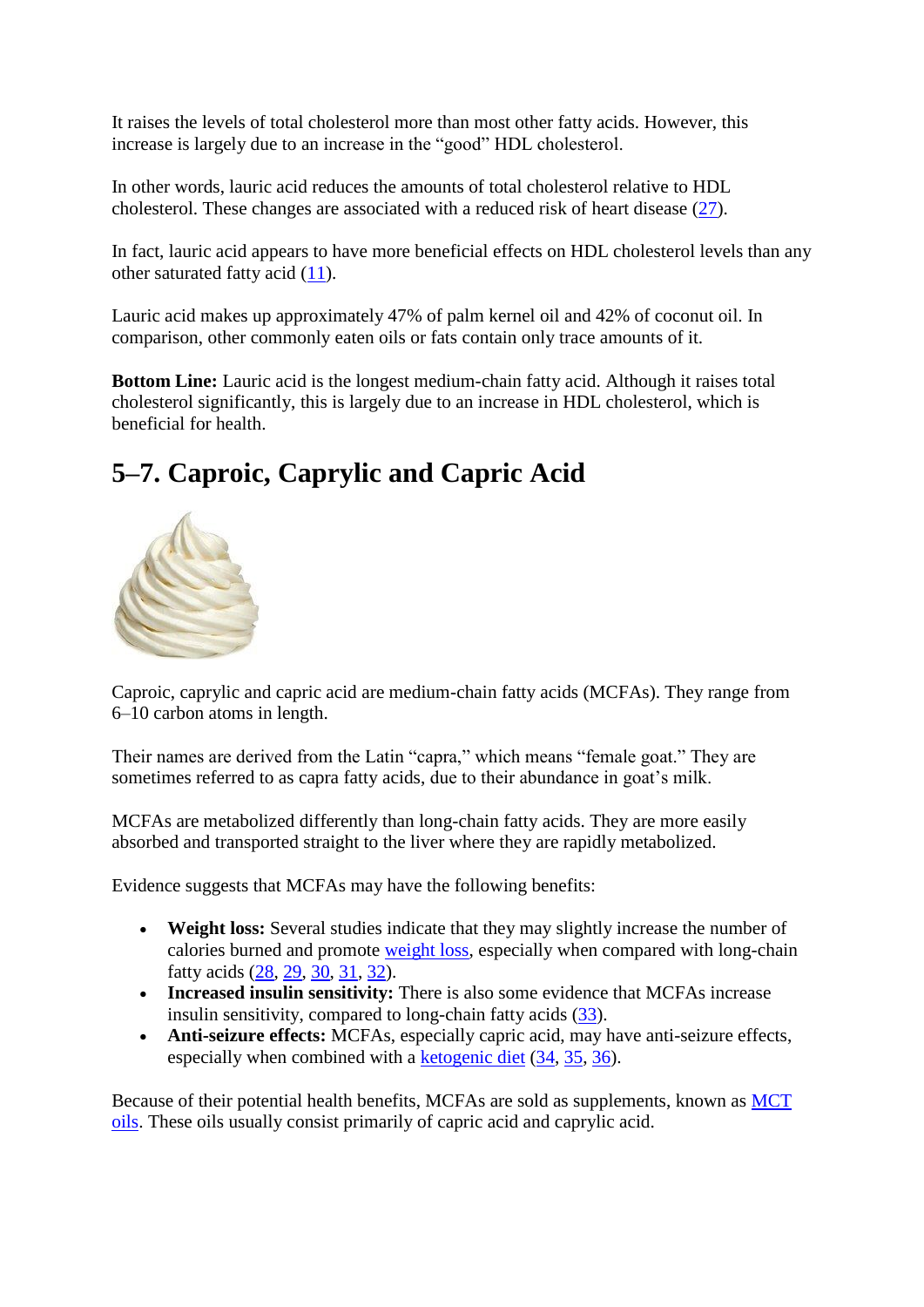It raises the levels of total cholesterol more than most other fatty acids. However, this increase is largely due to an increase in the "good" HDL cholesterol.

In other words, lauric acid reduces the amounts of total cholesterol relative to HDL cholesterol. These changes are associated with a reduced risk of heart disease (27).

In fact, lauric acid appears to have more beneficial effects on HDL cholesterol levels than any other saturated fatty acid (11).

Lauric acid makes up approximately 47% of palm kernel oil and 42% of coconut oil. In comparison, other commonly eaten oils or fats contain only trace amounts of it.

**Bottom Line:** Lauric acid is the longest medium-chain fatty acid. Although it raises total cholesterol significantly, this is largely due to an increase in HDL cholesterol, which is beneficial for health.

## 5–7. Caproic, Caprylic and Capric Acid

Caproic, caprylic and capric acid are medium-chain fatty acids (MCFAs). They range from 6–10 carbon atoms in length.

Their names are derived from the Latin "capra," which means "female goat." They are sometimes referred to as capra fatty acids, due to their abundance in goat's milk.

MCFAs are metabolized differently than long-chain fatty acids. They are more easily absorbed and transported straight to the liver where they are rapidly metabolized.

Evidence suggests that MCFAs may have the following benefits:

- **Weight loss:** Several studies indicate that they may slightly increase the number of calories burned and promote weight loss, especially when compared with long-chain fatty acids (28, 29, 30, 31, 32).
- **Increased insulin sensitivity:** There is also some evidence that MCFAs increase insulin sensitivity, compared to long-chain fatty acids (33).
- **Anti-seizure effects:** MCFAs, especially capric acid, may have anti-seizure effects, especially when combined with a ketogenic diet (34, 35, 36).

Because of their potential health benefits, MCFAs are sold as supplements, known as MCT oils. These oils usually consist primarily of capric acid and caprylic acid.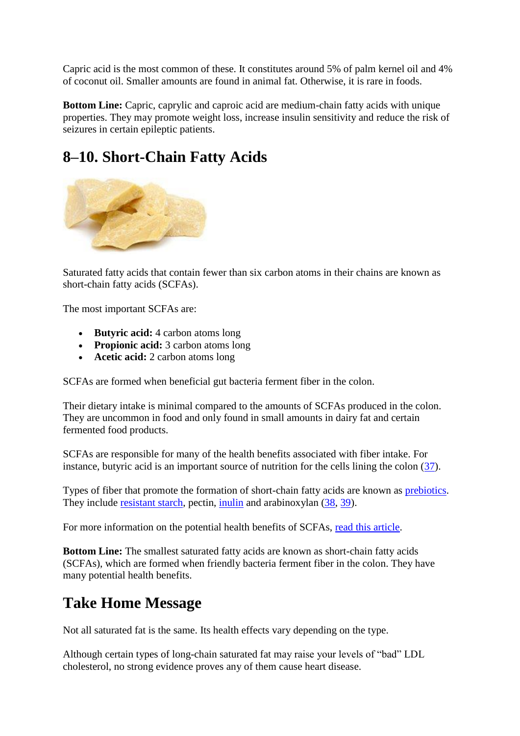Capric acid is the most common of these. It constitutes around 5% of palm kernel oil and 4% of coconut oil. Smaller amounts are found in animal fat. Otherwise, it is rare in foods.

**Bottom Line:** Capric, caprylic and caproic acid are medium-chain fatty acids with unique properties. They may promote weight loss, increase insulin sensitivity and reduce the risk of seizures in certain epileptic patients.

## 8–10. Short-Chain Fatty Acids

Saturated fatty acids that contain fewer than six carbon atoms in their chains are known as short-chain fatty acids (SCFAs).

The most important SCFAs are:

- **Butyric acid:** 4 carbon atoms long
- **Propionic acid:** 3 carbon atoms long
- **Acetic acid:** 2 carbon atoms long

SCFAs are formed when beneficial gut bacteria ferment fiber in the colon.

Their dietary intake is minimal compared to the amounts of SCFAs produced in the colon. They are uncommon in food and only found in small amounts in dairy fat and certain fermented food products.

SCFAs are responsible for many of the health benefits associated with fiber intake. For instance, butyric acid is an important source of nutrition for the cells lining the colon (37).

Types of fiber that promote the formation of short-chain fatty acids are known as prebiotics. They include resistant starch, pectin, inulin and arabinoxylan (38, 39).

For more information on the potential health benefits of SCFAs, read this article.

**Bottom Line:** The smallest saturated fatty acids are known as short-chain fatty acids (SCFAs), which are formed when friendly bacteria ferment fiber in the colon. They have many potential health benefits.

## Take Home Message

Not all saturated fat is the same. Its health effects vary depending on the type.

Although certain types of long-chain saturated fat may raise your levels of "bad" LDL cholesterol, no strong evidence proves any of them cause heart disease.